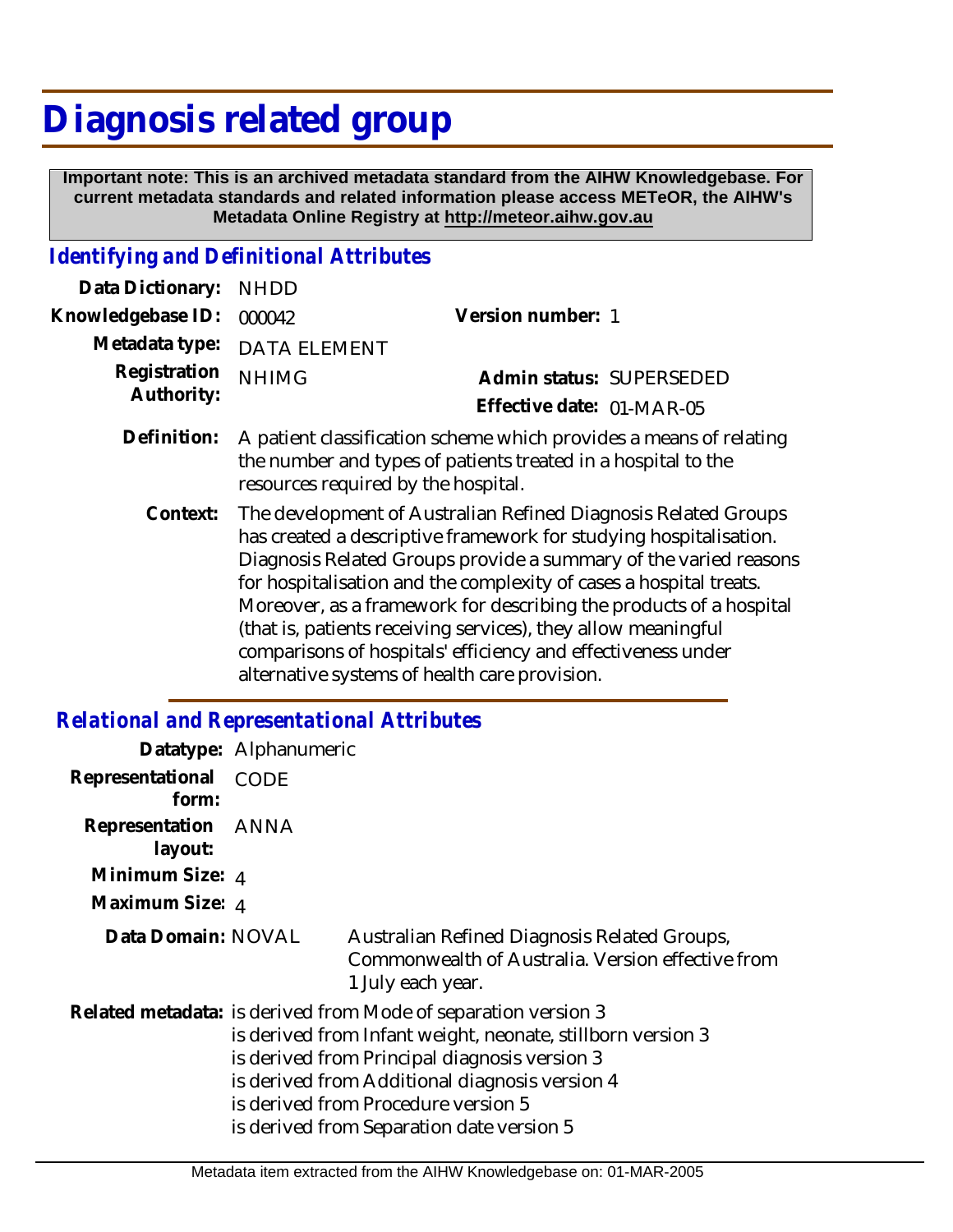# Diagnosis related group

**Important note: This is an archived metadata standard from the AIHW Knowledgebase. For current metadata standards and related information please access METeOR, the AIHW's Metadata Online Registry at http://meteor.aihw.gov.au**

## *Identifying and Definitional Attributes*

**Data Dictionary:** NHDD

**Knowledgebase ID:** 000042

**Version number:** 1

**Metadata type:** DATA ELEMENT

**Registration Authority:** NHIMG

**Admin status:** SUPERSEDED

**Effective date:** 01-MAR-05

**Definition:** A patient classification scheme which provides a means of relating the number and types of patients treated in a hospital to the resources required by the hospital.

**Context:** The development of Australian Refined Diagnosis Related Groups has created a descriptive framework for studying hospitalisation. Diagnosis Related Groups provide a summary of the varied reasons for hospitalisation and the complexity of cases a hospital treats. Moreover, as a framework for describing the products of a hospital (that is, patients receiving services), they allow meaningful comparisons of hospitals' efficiency and effectiveness under alternative systems of health care provision.

## *Relational and Representational Attributes*

**Datatype:** Alphanumeric

**Representational form:** CODE

**Representation layout:** ANNA

**Minimum Size:** 4

**Maximum Size:** 4

**Data Domain:** NOVAL — Australian Refined Diagnosis Related Groups, Commonwealth of Australia. Version effective from 1 July each year.

**Related metadata:**
is derived from Mode of separation version 3
is derived from Infant weight, neonate, stillborn version 3
is derived from Principal diagnosis version 3
is derived from Additional diagnosis version 4
is derived from Procedure version 5
is derived from Separation date version 5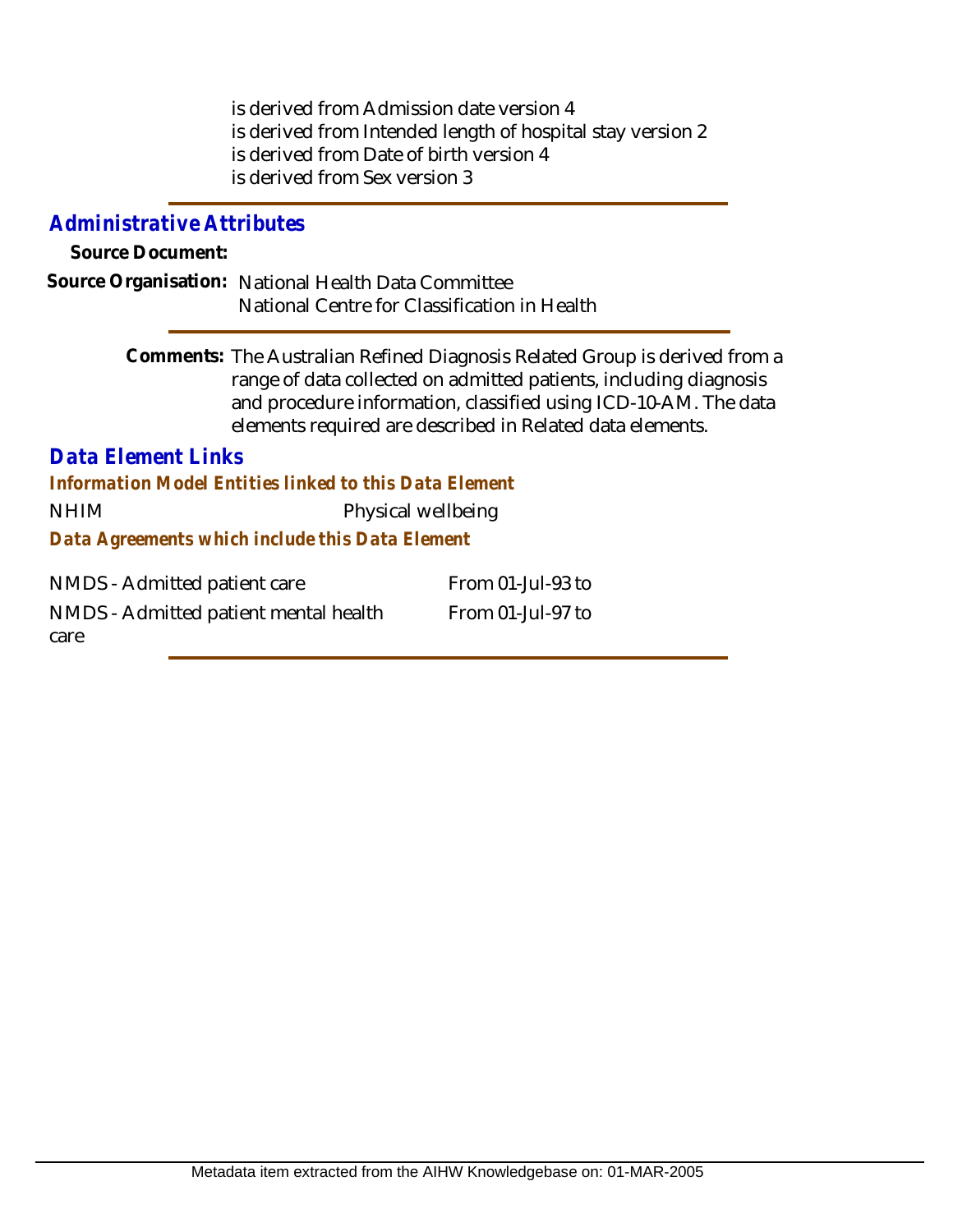is derived from Admission date version 4
is derived from Intended length of hospital stay version 2
is derived from Date of birth version 4
is derived from Sex version 3

## Administrative Attributes

**Source Document:**

**Source Organisation:** National Health Data Committee
National Centre for Classification in Health

**Comments:** The Australian Refined Diagnosis Related Group is derived from a range of data collected on admitted patients, including diagnosis and procedure information, classified using ICD-10-AM. The data elements required are described in Related data elements.

## Data Element Links

### Information Model Entities linked to this Data Element

| | |
|---|---|
| NHIM | Physical wellbeing |

### Data Agreements which include this Data Element

| | |
|---|---|
| NMDS - Admitted patient care | From 01-Jul-93 to |
| NMDS - Admitted patient mental health care | From 01-Jul-97 to |